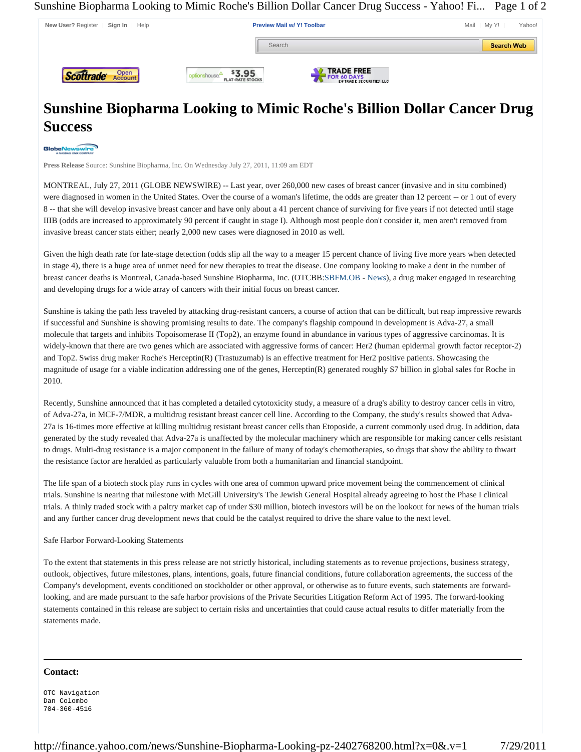# Sunshine Biopharma Looking to Mimic Roche's Billion Dollar Cancer Drug Success

**Press Release** Source: Sunshine Biopharma, Inc. On Wednesday July 27, 2011, 11:09 am EDT

MONTREAL, July 27, 2011 (GLOBE NEWSWIRE) -- Last year, over 260,000 new cases of breast cancer (invasive and in situ combined) were diagnosed in women in the United States. Over the course of a woman's lifetime, the odds are greater than 12 percent -- or 1 out of every 8 -- that she will develop invasive breast cancer and have only about a 41 percent chance of surviving for five years if not detected until stage IIIB (odds are increased to approximately 90 percent if caught in stage I). Although most people don't consider it, men aren't removed from invasive breast cancer stats either; nearly 2,000 new cases were diagnosed in 2010 as well.

Given the high death rate for late-stage detection (odds slip all the way to a meager 15 percent chance of living five more years when detected in stage 4), there is a huge area of unmet need for new therapies to treat the disease. One company looking to make a dent in the number of breast cancer deaths is Montreal, Canada-based Sunshine Biopharma, Inc. (OTCBB:SBFM.OB - News), a drug maker engaged in researching and developing drugs for a wide array of cancers with their initial focus on breast cancer.

Sunshine is taking the path less traveled by attacking drug-resistant cancers, a course of action that can be difficult, but reap impressive rewards if successful and Sunshine is showing promising results to date. The company's flagship compound in development is Adva-27, a small molecule that targets and inhibits Topoisomerase II (Top2), an enzyme found in abundance in various types of aggressive carcinomas. It is widely-known that there are two genes which are associated with aggressive forms of cancer: Her2 (human epidermal growth factor receptor-2) and Top2. Swiss drug maker Roche's Herceptin(R) (Trastuzumab) is an effective treatment for Her2 positive patients. Showcasing the magnitude of usage for a viable indication addressing one of the genes, Herceptin(R) generated roughly $7 billion in global sales for Roche in 2010.

Recently, Sunshine announced that it has completed a detailed cytotoxicity study, a measure of a drug's ability to destroy cancer cells in vitro, of Adva-27a, in MCF-7/MDR, a multidrug resistant breast cancer cell line. According to the Company, the study's results showed that Adva-27a is 16-times more effective at killing multidrug resistant breast cancer cells than Etoposide, a current commonly used drug. In addition, data generated by the study revealed that Adva-27a is unaffected by the molecular machinery which are responsible for making cancer cells resistant to drugs. Multi-drug resistance is a major component in the failure of many of today's chemotherapies, so drugs that show the ability to thwart the resistance factor are heralded as particularly valuable from both a humanitarian and financial standpoint.

The life span of a biotech stock play runs in cycles with one area of common upward price movement being the commencement of clinical trials. Sunshine is nearing that milestone with McGill University's The Jewish General Hospital already agreeing to host the Phase I clinical trials. A thinly traded stock with a paltry market cap of under $30 million, biotech investors will be on the lookout for news of the human trials and any further cancer drug development news that could be the catalyst required to drive the share value to the next level.

Safe Harbor Forward-Looking Statements

To the extent that statements in this press release are not strictly historical, including statements as to revenue projections, business strategy, outlook, objectives, future milestones, plans, intentions, goals, future financial conditions, future collaboration agreements, the success of the Company's development, events conditioned on stockholder or other approval, or otherwise as to future events, such statements are forward-looking, and are made pursuant to the safe harbor provisions of the Private Securities Litigation Reform Act of 1995. The forward-looking statements contained in this release are subject to certain risks and uncertainties that could cause actual results to differ materially from the statements made.

---

**Contact:**

```
OTC Navigation
Dan Colombo
704-360-4516
```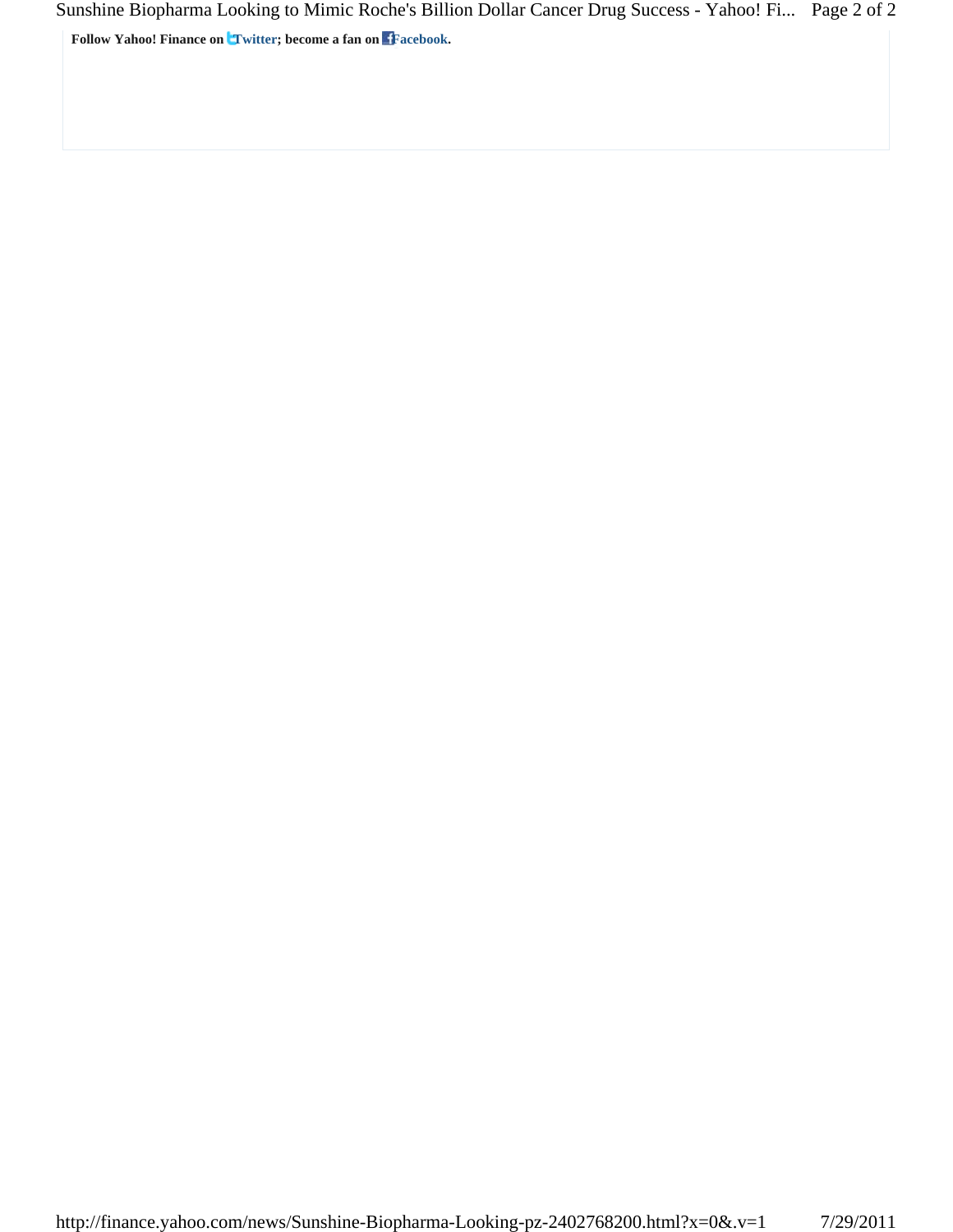**Follow Yahoo! Finance on Twitter; become a fan on Facebook.**